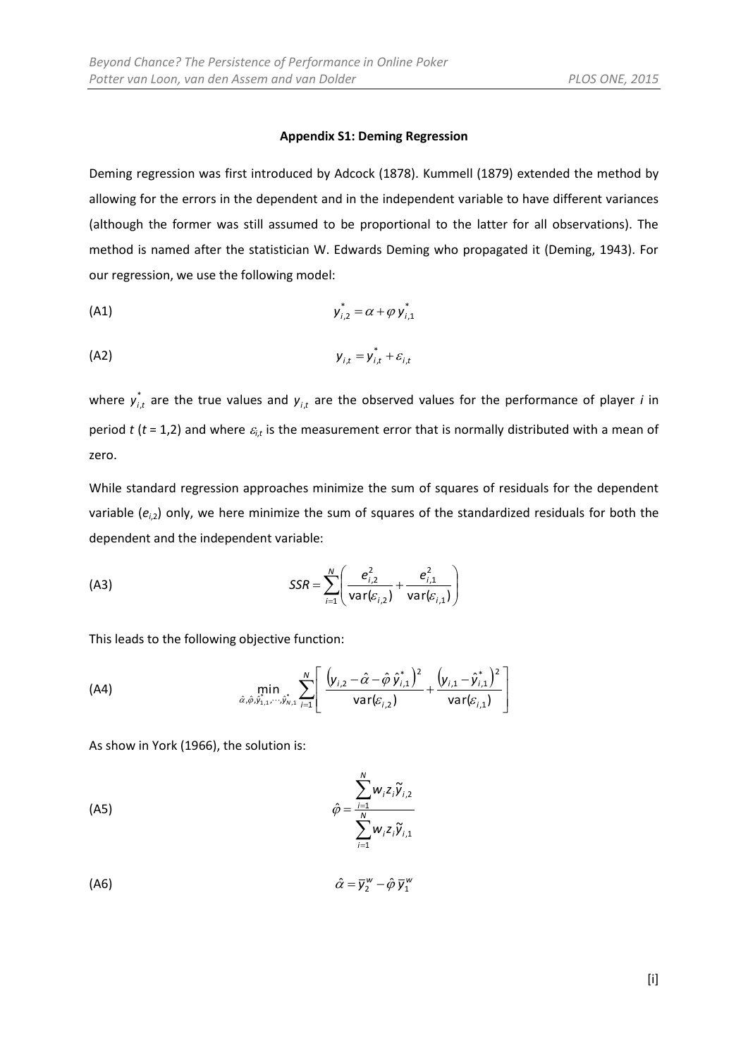**Appendix S1: Deming Regression**

Deming regression was first introduced by Adcock (1878). Kummell (1879) extended the method by allowing for the errors in the dependent and in the independent variable to have different variances (although the former was still assumed to be proportional to the latter for all observations). The method is named after the statistician W. Edwards Deming who propagated it (Deming, 1943). For our regression, we use the following model:

(A1)
$$y^*_{i,2} = \alpha + \varphi\, y^*_{i,1}$$

(A2)
$$y_{i,t} = y^*_{i,t} + \varepsilon_{i,t}$$

where $y^*_{i,t}$ are the true values and $y_{i,t}$ are the observed values for the performance of player *i* in period *t* (*t* = 1,2) and where $\varepsilon_{i,t}$ is the measurement error that is normally distributed with a mean of zero.

While standard regression approaches minimize the sum of squares of residuals for the dependent variable ($e_{i,2}$) only, we here minimize the sum of squares of the standardized residuals for both the dependent and the independent variable:

(A3)
$$SSR = \sum_{i=1}^{N} \left( \frac{e^2_{i,2}}{\text{var}(\varepsilon_{i,2})} + \frac{e^2_{i,1}}{\text{var}(\varepsilon_{i,1})} \right)$$

This leads to the following objective function:

(A4)
$$\min_{\hat{\alpha}, \hat{\varphi}, \hat{y}^*_{1,1}, \cdots, \hat{y}^*_{N,1}} \sum_{i=1}^{N} \left[ \frac{\left( y_{i,2} - \hat{\alpha} - \hat{\varphi}\, \hat{y}^*_{i,1} \right)^2}{\text{var}(\varepsilon_{i,2})} + \frac{\left( y_{i,1} - \hat{y}^*_{i,1} \right)^2}{\text{var}(\varepsilon_{i,1})} \right]$$

As show in York (1966), the solution is:

(A5)
$$\hat{\varphi} = \frac{\sum_{i=1}^{N} w_i z_i \tilde{y}_{i,2}}{\sum_{i=1}^{N} w_i z_i \tilde{y}_{i,1}}$$

(A6)
$$\hat{\alpha} = \overline{y}^w_2 - \hat{\varphi}\, \overline{y}^w_1$$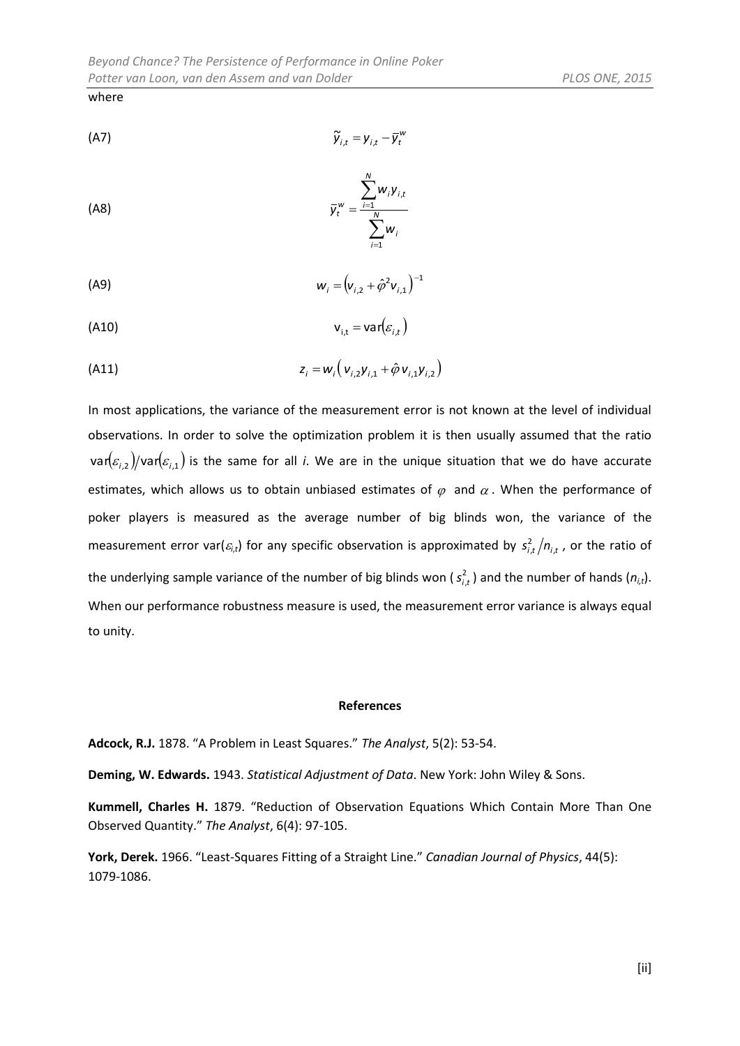where

(A7) $$\tilde{y}_{i,t} = y_{i,t} - \bar{y}_t^w$$

(A8) $$\bar{y}_t^w = \frac{\sum_{i=1}^{N} w_i y_{i,t}}{\sum_{i=1}^{N} w_i}$$

(A9) $$w_i = \left(v_{i,2} + \hat{\varphi}^2 v_{i,1}\right)^{-1}$$

(A10) $$\mathrm{v}_{\mathrm{i,t}} = \mathrm{var}\left(\varepsilon_{i,t}\right)$$

(A11) $$z_i = w_i\left(v_{i,2} y_{i,1} + \hat{\varphi} v_{i,1} y_{i,2}\right)$$

In most applications, the variance of the measurement error is not known at the level of individual observations. In order to solve the optimization problem it is then usually assumed that the ratio $\mathrm{var}(\varepsilon_{i,2})/\mathrm{var}(\varepsilon_{i,1})$ is the same for all *i*. We are in the unique situation that we do have accurate estimates, which allows us to obtain unbiased estimates of $\varphi$ and $\alpha$. When the performance of poker players is measured as the average number of big blinds won, the variance of the measurement error var($\varepsilon_{i,t}$) for any specific observation is approximated by $s_{i,t}^2/n_{i,t}$, or the ratio of the underlying sample variance of the number of big blinds won ($s_{i,t}^2$) and the number of hands ($n_{i,t}$). When our performance robustness measure is used, the measurement error variance is always equal to unity.

#### References

**Adcock, R.J.** 1878. "A Problem in Least Squares." *The Analyst*, 5(2): 53-54.

**Deming, W. Edwards.** 1943. *Statistical Adjustment of Data*. New York: John Wiley & Sons.

**Kummell, Charles H.** 1879. "Reduction of Observation Equations Which Contain More Than One Observed Quantity." *The Analyst*, 6(4): 97-105.

**York, Derek.** 1966. "Least-Squares Fitting of a Straight Line." *Canadian Journal of Physics*, 44(5): 1079-1086.